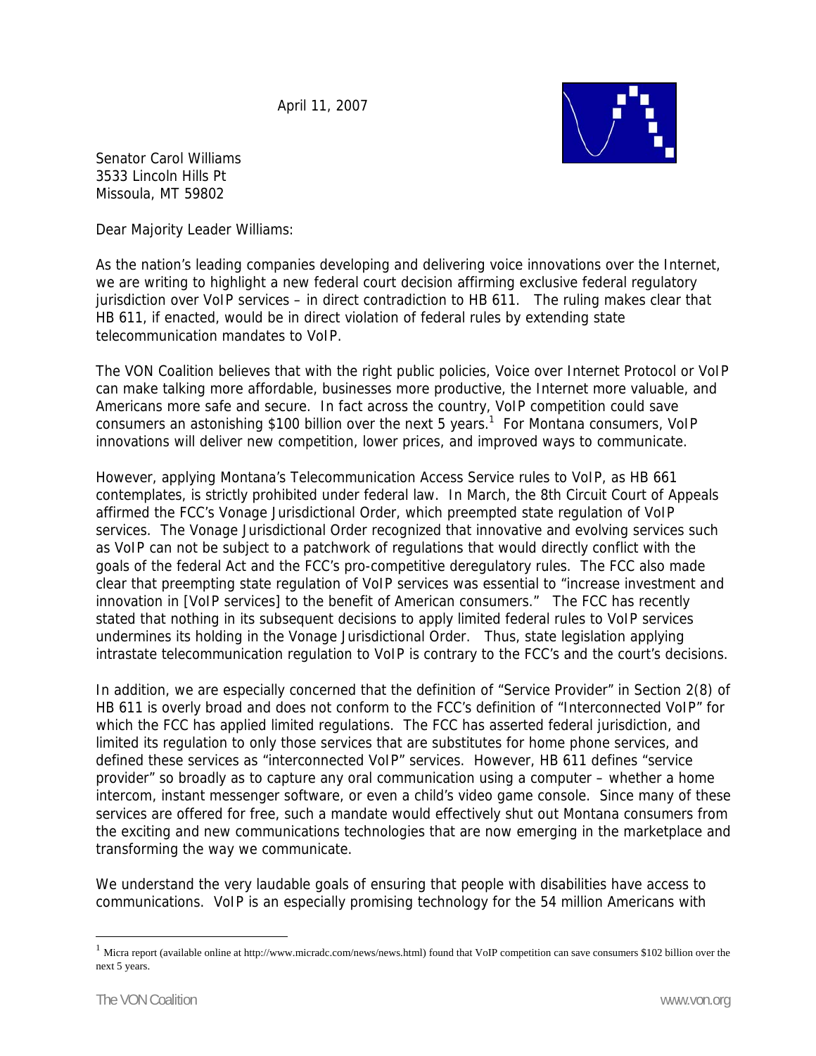April 11, 2007

Senator Carol Williams
3533 Lincoln Hills Pt
Missoula, MT 59802

Dear Majority Leader Williams:

As the nation's leading companies developing and delivering voice innovations over the Internet, we are writing to highlight a new federal court decision affirming exclusive federal regulatory jurisdiction over VoIP services – in direct contradiction to HB 611. The ruling makes clear that HB 611, if enacted, would be in direct violation of federal rules by extending state telecommunication mandates to VoIP.

The VON Coalition believes that with the right public policies, Voice over Internet Protocol or VoIP can make talking more affordable, businesses more productive, the Internet more valuable, and Americans more safe and secure. In fact across the country, VoIP competition could save consumers an astonishing $100 billion over the next 5 years.[1] For Montana consumers, VoIP innovations will deliver new competition, lower prices, and improved ways to communicate.

However, applying Montana's Telecommunication Access Service rules to VoIP, as HB 661 contemplates, is strictly prohibited under federal law. In March, the 8th Circuit Court of Appeals affirmed the FCC's Vonage Jurisdictional Order, which preempted state regulation of VoIP services. The Vonage Jurisdictional Order recognized that innovative and evolving services such as VoIP can not be subject to a patchwork of regulations that would directly conflict with the goals of the federal Act and the FCC's pro-competitive deregulatory rules. The FCC also made clear that preempting state regulation of VoIP services was essential to "increase investment and innovation in [VoIP services] to the benefit of American consumers." The FCC has recently stated that nothing in its subsequent decisions to apply limited federal rules to VoIP services undermines its holding in the Vonage Jurisdictional Order. Thus, state legislation applying intrastate telecommunication regulation to VoIP is contrary to the FCC's and the court's decisions.

In addition, we are especially concerned that the definition of "Service Provider" in Section 2(8) of HB 611 is overly broad and does not conform to the FCC's definition of "Interconnected VoIP" for which the FCC has applied limited regulations. The FCC has asserted federal jurisdiction, and limited its regulation to only those services that are substitutes for home phone services, and defined these services as "interconnected VoIP" services. However, HB 611 defines "service provider" so broadly as to capture any oral communication using a computer – whether a home intercom, instant messenger software, or even a child's video game console. Since many of these services are offered for free, such a mandate would effectively shut out Montana consumers from the exciting and new communications technologies that are now emerging in the marketplace and transforming the way we communicate.

We understand the very laudable goals of ensuring that people with disabilities have access to communications. VoIP is an especially promising technology for the 54 million Americans with

[1] Micra report (available online at http://www.micradc.com/news/news.html) found that VoIP competition can save consumers $102 billion over the next 5 years.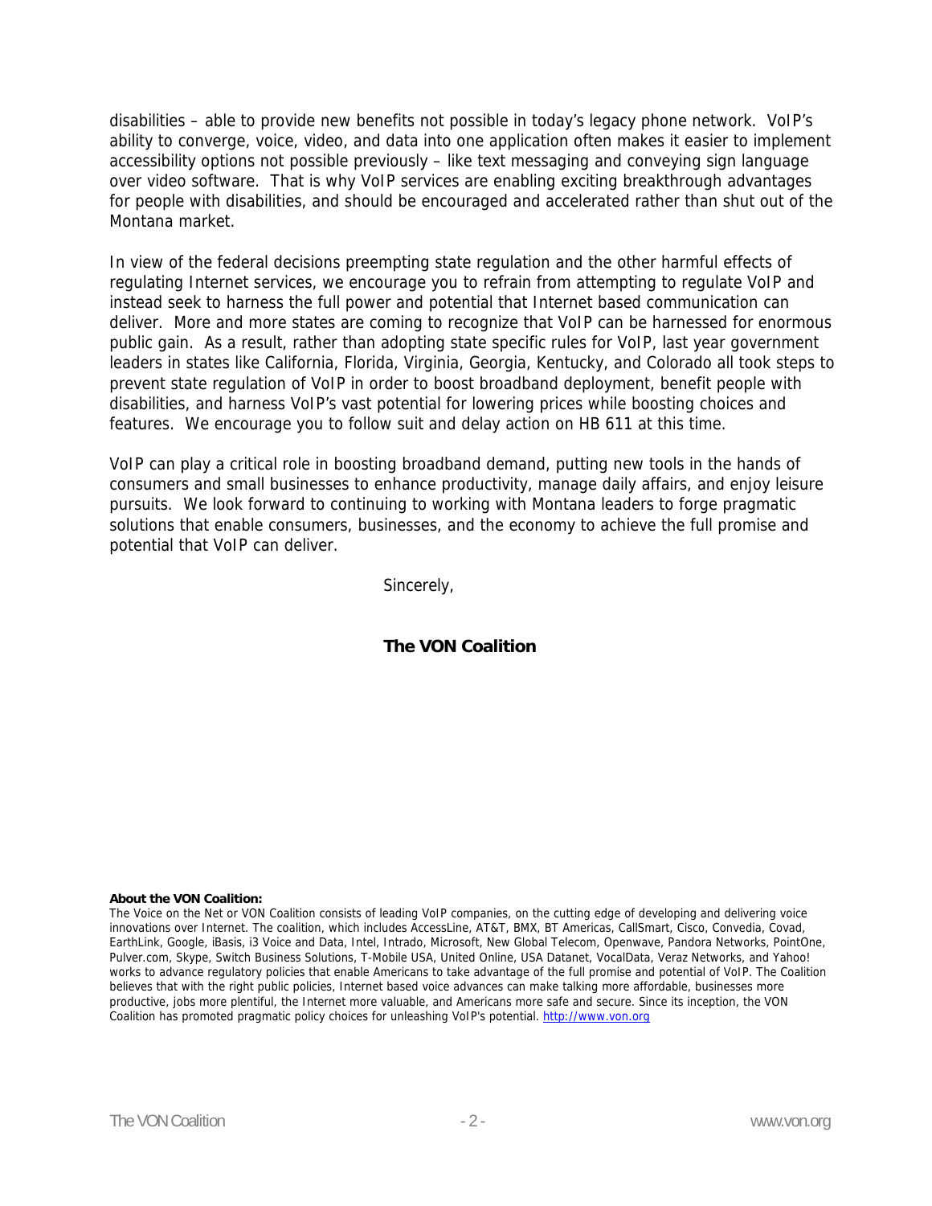disabilities – able to provide new benefits not possible in today's legacy phone network. VoIP's ability to converge, voice, video, and data into one application often makes it easier to implement accessibility options not possible previously – like text messaging and conveying sign language over video software. That is why VoIP services are enabling exciting breakthrough advantages for people with disabilities, and should be encouraged and accelerated rather than shut out of the Montana market.

In view of the federal decisions preempting state regulation and the other harmful effects of regulating Internet services, we encourage you to refrain from attempting to regulate VoIP and instead seek to harness the full power and potential that Internet based communication can deliver. More and more states are coming to recognize that VoIP can be harnessed for enormous public gain. As a result, rather than adopting state specific rules for VoIP, last year government leaders in states like California, Florida, Virginia, Georgia, Kentucky, and Colorado all took steps to prevent state regulation of VoIP in order to boost broadband deployment, benefit people with disabilities, and harness VoIP's vast potential for lowering prices while boosting choices and features. We encourage you to follow suit and delay action on HB 611 at this time.

VoIP can play a critical role in boosting broadband demand, putting new tools in the hands of consumers and small businesses to enhance productivity, manage daily affairs, and enjoy leisure pursuits. We look forward to continuing to working with Montana leaders to forge pragmatic solutions that enable consumers, businesses, and the economy to achieve the full promise and potential that VoIP can deliver.

Sincerely,

**The VON Coalition**

**About the VON Coalition:**
The Voice on the Net or VON Coalition consists of leading VoIP companies, on the cutting edge of developing and delivering voice innovations over Internet. The coalition, which includes AccessLine, AT&T, BMX, BT Americas, CallSmart, Cisco, Convedia, Covad, EarthLink, Google, iBasis, i3 Voice and Data, Intel, Intrado, Microsoft, New Global Telecom, Openwave, Pandora Networks, PointOne, Pulver.com, Skype, Switch Business Solutions, T-Mobile USA, United Online, USA Datanet, VocalData, Veraz Networks, and Yahoo! works to advance regulatory policies that enable Americans to take advantage of the full promise and potential of VoIP. The Coalition believes that with the right public policies, Internet based voice advances can make talking more affordable, businesses more productive, jobs more plentiful, the Internet more valuable, and Americans more safe and secure. Since its inception, the VON Coalition has promoted pragmatic policy choices for unleashing VoIP's potential. http://www.von.org